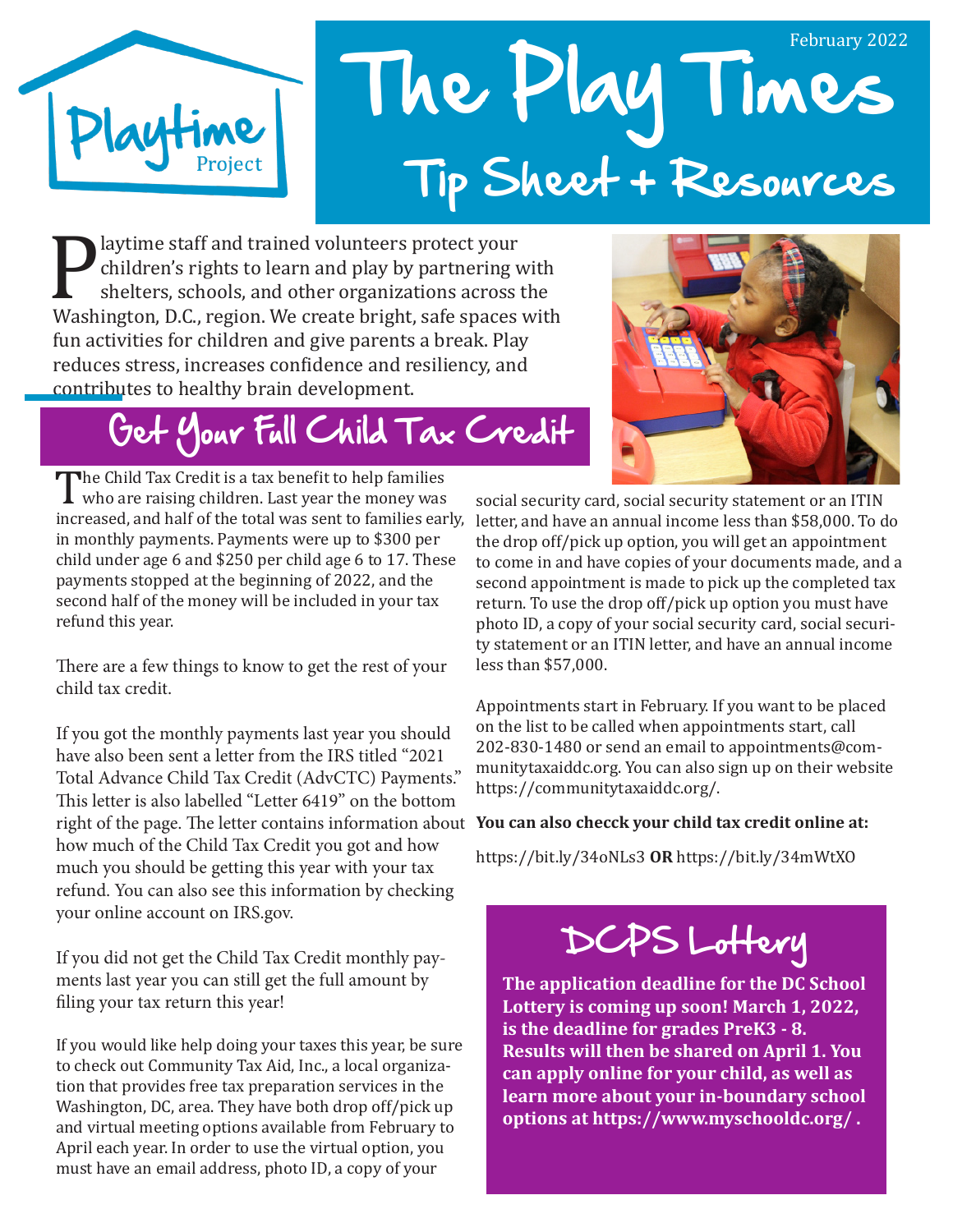Playtime Project

February 2022

# The Play Times

## Tip Sheet + Resources

Playtime staff and trained volunteers protect your children's rights to learn and play by partnering with shelters, schools, and other organizations across the Washington, D.C., region. We create bright, safe spaces with fun activities for children and give parents a break. Play reduces stress, increases confidence and resiliency, and contributes to healthy brain development.

## Get Your Full Child Tax Credit

The Child Tax Credit is a tax benefit to help families who are raising children. Last year the money was increased, and half of the total was sent to families early, in monthly payments. Payments were up to $300 per child under age 6 and $250 per child age 6 to 17. These payments stopped at the beginning of 2022, and the second half of the money will be included in your tax refund this year.

There are a few things to know to get the rest of your child tax credit.

If you got the monthly payments last year you should have also been sent a letter from the IRS titled "2021 Total Advance Child Tax Credit (AdvCTC) Payments." This letter is also labelled "Letter 6419" on the bottom right of the page. The letter contains information about how much of the Child Tax Credit you got and how much you should be getting this year with your tax refund. You can also see this information by checking your online account on IRS.gov.

If you did not get the Child Tax Credit monthly payments last year you can still get the full amount by filing your tax return this year!

If you would like help doing your taxes this year, be sure to check out Community Tax Aid, Inc., a local organization that provides free tax preparation services in the Washington, DC, area. They have both drop off/pick up and virtual meeting options available from February to April each year. In order to use the virtual option, you must have an email address, photo ID, a copy of your social security card, social security statement or an ITIN letter, and have an annual income less than $58,000. To do the drop off/pick up option, you will get an appointment to come in and have copies of your documents made, and a second appointment is made to pick up the completed tax return. To use the drop off/pick up option you must have photo ID, a copy of your social security card, social security statement or an ITIN letter, and have an annual income less than $57,000.

Appointments start in February. If you want to be placed on the list to be called when appointments start, call 202-830-1480 or send an email to appointments@communitytaxaiddc.org. You can also sign up on their website https://communitytaxaiddc.org/.

**You can also checck your child tax credit online at:**

https://bit.ly/34oNLs3 **OR** https://bit.ly/34mWtXO

## DCPS Lottery

**The application deadline for the DC School Lottery is coming up soon! March 1, 2022, is the deadline for grades PreK3 - 8. Results will then be shared on April 1. You can apply online for your child, as well as learn more about your in-boundary school options at https://www.myschooldc.org/ .**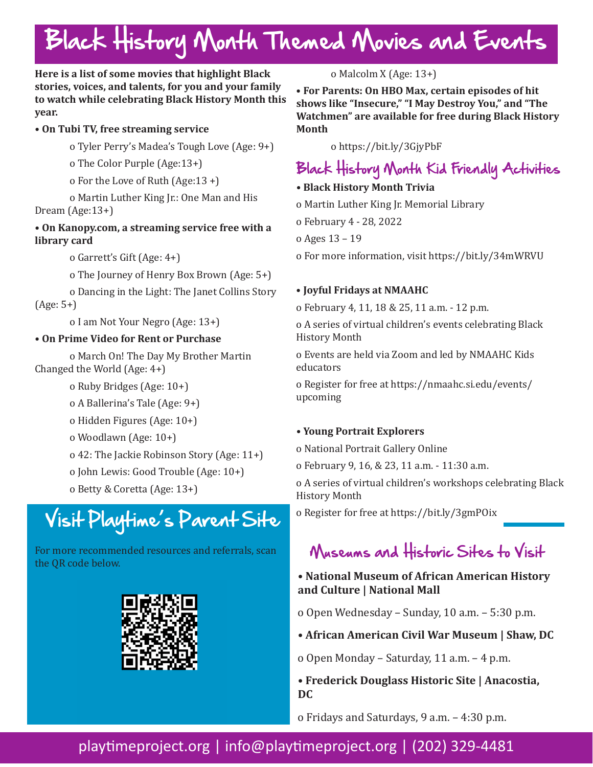# Black History Month Themed Movies and Events

**Here is a list of some movies that highlight Black stories, voices, and talents, for you and your family to watch while celebrating Black History Month this year.**

- **On Tubi TV, free streaming service**
  - o Tyler Perry's Madea's Tough Love (Age: 9+)
  - o The Color Purple (Age:13+)
  - o For the Love of Ruth (Age:13 +)
  - o Martin Luther King Jr.: One Man and His Dream (Age:13+)
- **On Kanopy.com, a streaming service free with a library card**
  - o Garrett's Gift (Age: 4+)
  - o The Journey of Henry Box Brown (Age: 5+)
  - o Dancing in the Light: The Janet Collins Story (Age: 5+)
  - o I am Not Your Negro (Age: 13+)
- **On Prime Video for Rent or Purchase**
  - o March On! The Day My Brother Martin Changed the World (Age: 4+)
  - o Ruby Bridges (Age: 10+)
  - o A Ballerina's Tale (Age: 9+)
  - o Hidden Figures (Age: 10+)
  - o Woodlawn (Age: 10+)
  - o 42: The Jackie Robinson Story (Age: 11+)
  - o John Lewis: Good Trouble (Age: 10+)
  - o Betty & Coretta (Age: 13+)
  - o Malcolm X (Age: 13+)
- **For Parents: On HBO Max, certain episodes of hit shows like "Insecure," "I May Destroy You," and "The Watchmen" are available for free during Black History Month**
  - o https://bit.ly/3GjyPbF

## Black History Month Kid Friendly Activities

- **Black History Month Trivia**

o Martin Luther King Jr. Memorial Library

o February 4 - 28, 2022

o Ages 13 – 19

o For more information, visit https://bit.ly/34mWRVU

- **Joyful Fridays at NMAAHC**

o February 4, 11, 18 & 25, 11 a.m. - 12 p.m.

o A series of virtual children's events celebrating Black History Month

o Events are held via Zoom and led by NMAAHC Kids educators

o Register for free at https://nmaahc.si.edu/events/upcoming

- **Young Portrait Explorers**

o National Portrait Gallery Online

o February 9, 16, & 23, 11 a.m. - 11:30 a.m.

o A series of virtual children's workshops celebrating Black History Month

o Register for free at https://bit.ly/3gmPOix

## Museums and Historic Sites to Visit

- **National Museum of African American History and Culture | National Mall**

o Open Wednesday – Sunday, 10 a.m. – 5:30 p.m.

- **African American Civil War Museum | Shaw, DC**

o Open Monday – Saturday, 11 a.m. – 4 p.m.

- **Frederick Douglass Historic Site | Anacostia, DC**

o Fridays and Saturdays, 9 a.m. – 4:30 p.m.

## Visit Playtime's Parent Site

For more recommended resources and referrals, scan the QR code below.

playtimeproject.org | info@playtimeproject.org | (202) 329-4481